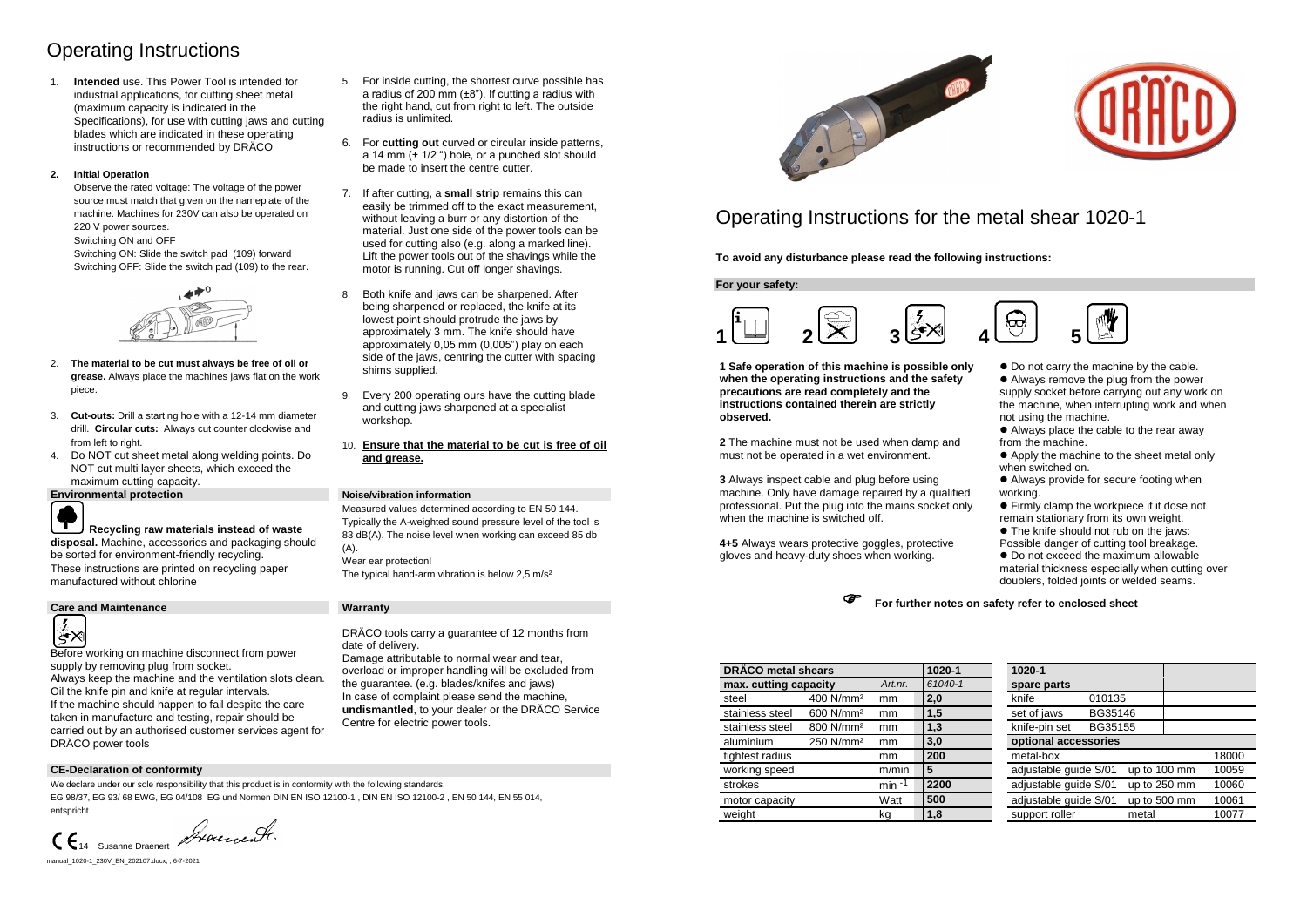# Operating Instructions

1. **Intended** use. This Power Tool is intended for industrial applications, for cutting sheet metal (maximum capacity is indicated in the Specifications), for use with cutting jaws and cutting blades which are indicated in these operating instructions or recommended by DRÄCO

**2. Initial Operation**

Observe the rated voltage: The voltage of the power source must match that given on the nameplate of the machine. Machines for 230V can also be operated on 220 V power sources.

Switching ON and OFF

Switching ON: Slide the switch pad (109) forward

Switching OFF: Slide the switch pad (109) to the rear.

2. **The material to be cut must always be free of oil or grease.** Always place the machines jaws flat on the work piece.
3. **Cut-outs:** Drill a starting hole with a 12-14 mm diameter drill. **Circular cuts:** Always cut counter clockwise and from left to right.
4. Do NOT cut sheet metal along welding points. Do NOT cut multi layer sheets, which exceed the maximum cutting capacity.
5. For inside cutting, the shortest curve possible has a radius of 200 mm (±8"). If cutting a radius with the right hand, cut from right to left. The outside radius is unlimited.
6. For **cutting out** curved or circular inside patterns, a 14 mm (± 1/2 ") hole, or a punched slot should be made to insert the centre cutter.
7. If after cutting, a **small strip** remains this can easily be trimmed off to the exact measurement, without leaving a burr or any distortion of the material. Just one side of the power tools can be used for cutting also (e.g. along a marked line). Lift the power tools out of the shavings while the motor is running. Cut off longer shavings.
8. Both knife and jaws can be sharpened. After being sharpened or replaced, the knife at its lowest point should protrude the jaws by approximately 3 mm. The knife should have approximately 0,05 mm (0,005") play on each side of the jaws, centring the cutter with spacing shims supplied.
9. Every 200 operating ours have the cutting blade and cutting jaws sharpened at a specialist workshop.
10. **Ensure that the material to be cut is free of oil and grease.**

## Environmental protection

**Recycling raw materials instead of waste disposal.** Machine, accessories and packaging should be sorted for environment-friendly recycling.
These instructions are printed on recycling paper manufactured without chlorine

## Noise/vibration information

Measured values determined according to EN 50 144.
Typically the A-weighted sound pressure level of the tool is 83 dB(A). The noise level when working can exceed 85 db (A).
Wear ear protection!
The typical hand-arm vibration is below 2,5 m/s²

## Care and Maintenance

Before working on machine disconnect from power supply by removing plug from socket.
Always keep the machine and the ventilation slots clean.
Oil the knife pin and knife at regular intervals.
If the machine should happen to fail despite the care taken in manufacture and testing, repair should be carried out by an authorised customer services agent for DRÄCO power tools

## Warranty

DRÄCO tools carry a guarantee of 12 months from date of delivery.
Damage attributable to normal wear and tear, overload or improper handling will be excluded from the guarantee. (e.g. blades/knifes and jaws)
In case of complaint please send the machine, **undismantled**, to your dealer or the DRÄCO Service Centre for electric power tools.

## CE-Declaration of conformity

We declare under our sole responsibility that this product is in conformity with the following standards.
EG 98/37, EG 93/ 68 EWG, EG 04/108 EG und Normen DIN EN ISO 12100-1 , DIN EN ISO 12100-2 , EN 50 144, EN 55 014, entspricht.

CE 14 Susanne Draenert

manual_1020-1_230V_EN_202107.docx, , 6-7-2021

# Operating Instructions for the metal shear 1020-1

**To avoid any disturbance please read the following instructions:**

## For your safety:

1 2 3 4 5

**1 Safe operation of this machine is possible only when the operating instructions and the safety precautions are read completely and the instructions contained therein are strictly observed.**

**2** The machine must not be used when damp and must not be operated in a wet environment.

**3** Always inspect cable and plug before using machine. Only have damage repaired by a qualified professional. Put the plug into the mains socket only when the machine is switched off.

**4+5** Always wears protective goggles, protective gloves and heavy-duty shoes when working.

- Do not carry the machine by the cable.
- Always remove the plug from the power supply socket before carrying out any work on the machine, when interrupting work and when not using the machine.
- Always place the cable to the rear away from the machine.
- Apply the machine to the sheet metal only when switched on.
- Always provide for secure footing when working.
- Firmly clamp the workpiece if it dose not remain stationary from its own weight.
- The knife should not rub on the jaws: Possible danger of cutting tool breakage.
- Do not exceed the maximum allowable material thickness especially when cutting over doublers, folded joints or welded seams.

☞ **For further notes on safety refer to enclosed sheet**

| DRÄCO metal shears | | | 1020-1 |
|---|---|---|---|
| max. cutting capacity | | Art.nr. | 61040-1 |
| steel | 400 N/mm² | mm | 2,0 |
| stainless steel | 600 N/mm² | mm | 1,5 |
| stainless steel | 800 N/mm² | mm | 1,3 |
| aluminium | 250 N/mm² | mm | 3,0 |
| tightest radius | | mm | 200 |
| working speed | | m/min | 5 |
| strokes | | min $^{-1}$ | 2200 |
| motor capacity | | Watt | 500 |
| weight | | kg | 1,8 |

| 1020-1 | | | |
|---|---|---|---|
| spare parts | | | |
| knife | 010135 | | |
| set of jaws | BG35146 | | |
| knife-pin set | BG35155 | | |
| optional accessories | | | |
| metal-box | | | 18000 |
| adjustable guide S/01 | | up to 100 mm | 10059 |
| adjustable guide S/01 | | up to 250 mm | 10060 |
| adjustable guide S/01 | | up to 500 mm | 10061 |
| support roller | | metal | 10077 |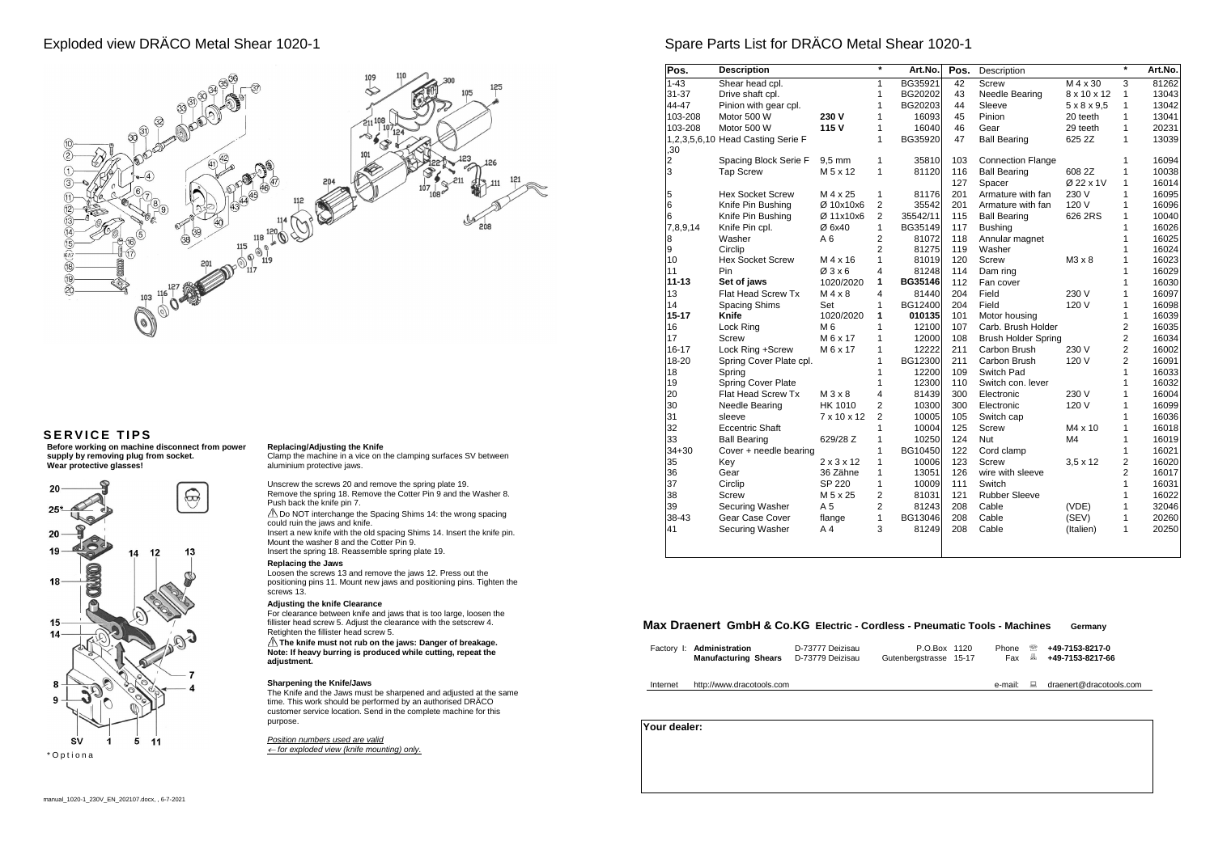# Exploded view DRÄCO Metal Shear 1020-1

## SERVICE TIPS

**Before working on machine disconnect from power supply by removing plug from socket.**
**Wear protective glasses!**

*Optiona

### Replacing/Adjusting the Knife

Clamp the machine in a vice on the clamping surfaces SV between aluminium protective jaws.

Unscrew the screws 20 and remove the spring plate 19.
Remove the spring 18. Remove the Cotter Pin 9 and the Washer 8.
Push back the knife pin 7.

⚠ Do NOT interchange the Spacing Shims 14: the wrong spacing could ruin the jaws and knife.

Insert a new knife with the old spacing Shims 14. Insert the knife pin.
Mount the washer 8 and the Cotter Pin 9.
Insert the spring 18. Reassemble spring plate 19.

### Replacing the Jaws

Loosen the screws 13 and remove the jaws 12. Press out the positioning pins 11. Mount new jaws and positioning pins. Tighten the screws 13.

### Adjusting the knife Clearance

For clearance between knife and jaws that is too large, loosen the fillister head screw 5. Adjust the clearance with the setscrew 4.
Retighten the fillister head screw 5.

⚠ **The knife must not rub on the jaws: Danger of breakage.**
**Note: If heavy burring is produced while cutting, repeat the adjustment.**

### Sharpening the Knife/Jaws

The Knife and the Jaws must be sharpened and adjusted at the same time. This work should be performed by an authorised DRÄCO customer service location. Send in the complete machine for this purpose.

*Position numbers used are valid*
*← for exploded view (knife mounting) only.*

# Spare Parts List for DRÄCO Metal Shear 1020-1

| Pos. | Description | | * | Art.No. | Pos. | Description | | * | Art.No. |
|---|---|---|---|---|---|---|---|---|---|
| 1-43 | Shear head cpl. | | 1 | BG35921 | 42 | Screw | M 4 x 30 | 3 | 81262 |
| 31-37 | Drive shaft cpl. | | 1 | BG20202 | 43 | Needle Bearing | 8 x 10 x 12 | 1 | 13043 |
| 44-47 | Pinion with gear cpl. | | 1 | BG20203 | 44 | Sleeve | 5 x 8 x 9,5 | 1 | 13042 |
| 103-208 | Motor 500 W | **230 V** | 1 | 16093 | 45 | Pinion | 20 teeth | 1 | 13041 |
| 103-208 | Motor 500 W | **115 V** | 1 | 16040 | 46 | Gear | 29 teeth | 1 | 20231 |
| 1,2,3,5,6,10,30 | Head Casting Serie F | | 1 | BG35920 | 47 | Ball Bearing | 625 2Z | 1 | 13039 |
| 2 | Spacing Block Serie F | 9,5 mm | 1 | 35810 | 103 | Connection Flange | | 1 | 16094 |
| 3 | Tap Screw | M 5 x 12 | 1 | 81120 | 116 | Ball Bearing | 608 2Z | 1 | 10038 |
| | | | | | 127 | Spacer | Ø 22 x 1V | 1 | 16014 |
| 5 | Hex Socket Screw | M 4 x 25 | 1 | 81176 | 201 | Armature with fan | 230 V | 1 | 16095 |
| 6 | Knife Pin Bushing | Ø 10x10x6 | 2 | 35542 | 201 | Armature with fan | 120 V | 1 | 16096 |
| 6 | Knife Pin Bushing | Ø 11x10x6 | 2 | 35542/11 | 115 | Ball Bearing | 626 2RS | 1 | 10040 |
| 7,8,9,14 | Knife Pin cpl. | Ø 6x40 | 1 | BG35149 | 117 | Bushing | | 1 | 16026 |
| 8 | Washer | A 6 | 2 | 81072 | 118 | Annular magnet | | 1 | 16025 |
| 9 | Circlip | | 2 | 81275 | 119 | Washer | | 1 | 16024 |
| 10 | Hex Socket Screw | M 4 x 16 | 1 | 81019 | 120 | Screw | M3 x 8 | 1 | 16023 |
| 11 | Pin | Ø 3 x 6 | 4 | 81248 | 114 | Dam ring | | 1 | 16029 |
| **11-13** | **Set of jaws** | 1020/2020 | **1** | **BG35146** | 112 | Fan cover | | 1 | 16030 |
| 13 | Flat Head Screw Tx | M 4 x 8 | 4 | 81440 | 204 | Field | 230 V | 1 | 16097 |
| 14 | Spacing Shims | Set | 1 | BG12400 | 204 | Field | 120 V | 1 | 16098 |
| **15-17** | **Knife** | 1020/2020 | **1** | **010135** | 101 | Motor housing | | 1 | 16039 |
| 16 | Lock Ring | M 6 | 1 | 12100 | 107 | Carb. Brush Holder | | 2 | 16035 |
| 17 | Screw | M 6 x 17 | 1 | 12000 | 108 | Brush Holder Spring | | 2 | 16034 |
| 16-17 | Lock Ring +Screw | M 6 x 17 | 1 | 12222 | 211 | Carbon Brush | 230 V | 2 | 16002 |
| 18-20 | Spring Cover Plate cpl. | | 1 | BG12300 | 211 | Carbon Brush | 120 V | 2 | 16091 |
| 18 | Spring | | 1 | 12200 | 109 | Switch Pad | | 1 | 16033 |
| 19 | Spring Cover Plate | | 1 | 12300 | 110 | Switch con. lever | | 1 | 16032 |
| 20 | Flat Head Screw Tx | M 3 x 8 | 4 | 81439 | 300 | Electronic | 230 V | 1 | 16004 |
| 30 | Needle Bearing | HK 1010 | 2 | 10300 | 300 | Electronic | 120 V | 1 | 16099 |
| 31 | sleeve | 7 x 10 x 12 | 2 | 10005 | 105 | Switch cap | | 1 | 16036 |
| 32 | Eccentric Shaft | | 1 | 10004 | 125 | Screw | M4 x 10 | 1 | 16018 |
| 33 | Ball Bearing | 629/28 Z | 1 | 10250 | 124 | Nut | M4 | 1 | 16019 |
| 34+30 | Cover + needle bearing | | 1 | BG10450 | 122 | Cord clamp | | 1 | 16021 |
| 35 | Key | 2 x 3 x 12 | 1 | 10006 | 123 | Screw | 3,5 x 12 | 2 | 16020 |
| 36 | Gear | 36 Zähne | 1 | 13051 | 126 | wire with sleeve | | 2 | 16017 |
| 37 | Circlip | SP 220 | 1 | 10009 | 111 | Switch | | 1 | 16031 |
| 38 | Screw | M 5 x 25 | 2 | 81031 | 121 | Rubber Sleeve | | 1 | 16022 |
| 39 | Securing Washer | A 5 | 2 | 81243 | 208 | Cable | (VDE) | 1 | 32046 |
| 38-43 | Gear Case Cover | flange | 1 | BG13046 | 208 | Cable | (SEV) | 1 | 20260 |
| 41 | Securing Washer | A 4 | 3 | 81249 | 208 | Cable | (Italien) | 1 | 20250 |

**Max Draenert GmbH & Co.KG Electric - Cordless - Pneumatic Tools - Machines** **Germany**

| | | | | | |
|---|---|---|---|---|---|
| Factory I: | **Administration** | D-73777 Deizisau | P.O.Box 1120 | Phone | **+49-7153-8217-0** |
| | **Manufacturing Shears** | D-73779 Deizisau | Gutenbergstrasse 15-17 | Fax | **+49-7153-8217-66** |
| Internet | http://www.dracotools.com | | | e-mail: | draenert@dracotools.com |

**Your dealer:**

manual_1020-1_230V_EN_202107.docx, , 6-7-2021